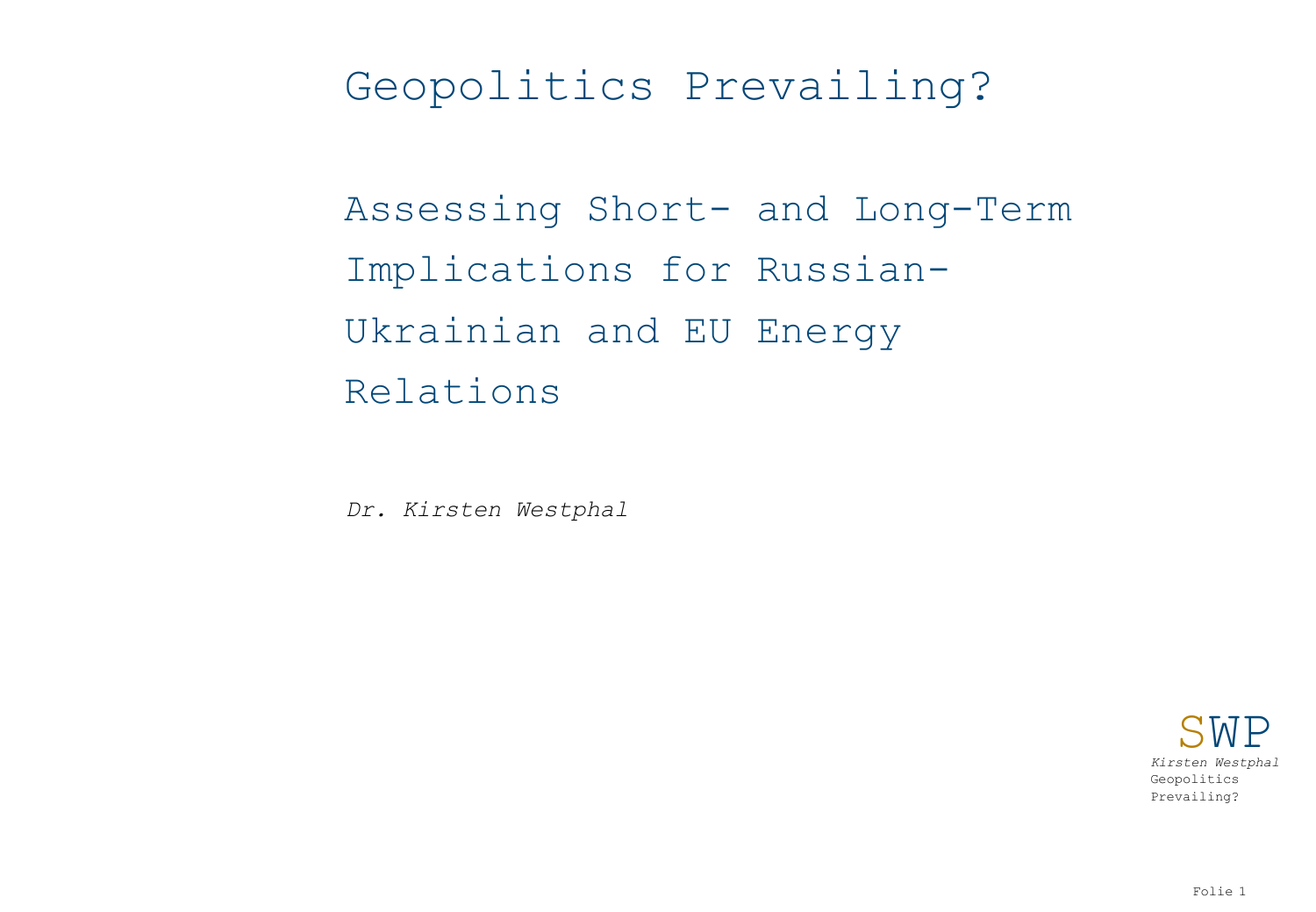# Geopolitics Prevailing?

## Assessing Short- and Long-Term Implications for Russian-Ukrainian and EU Energy Relations

*Dr. Kirsten Westphal*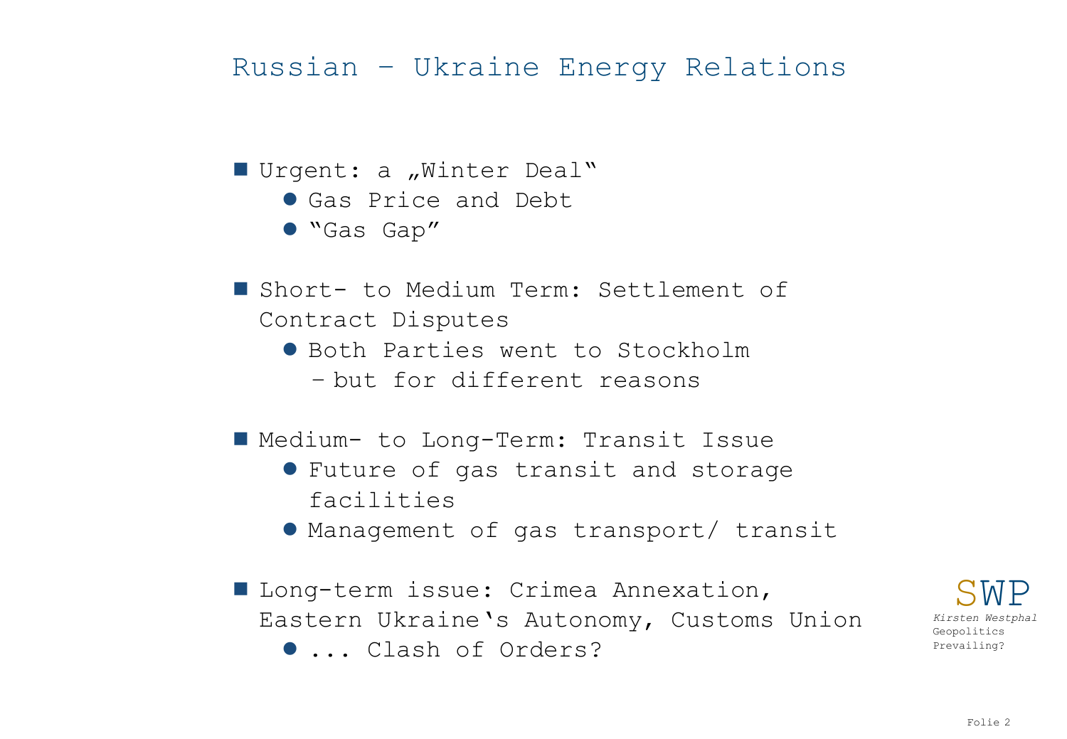# Russian – Ukraine Energy Relations

- Urgent: a „Winter Deal"
  - Gas Price and Debt
  - "Gas Gap"

- Short- to Medium Term: Settlement of Contract Disputes
  - Both Parties went to Stockholm
    - but for different reasons

- Medium- to Long-Term: Transit Issue
  - Future of gas transit and storage facilities
  - Management of gas transport/ transit

- Long-term issue: Crimea Annexation, Eastern Ukraine's Autonomy, Customs Union
  - ... Clash of Orders?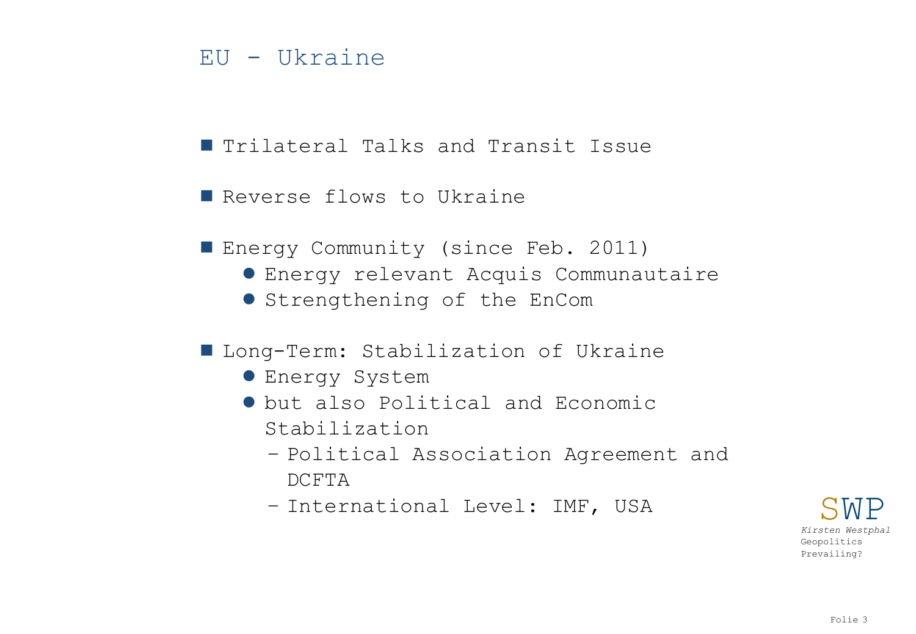# EU - Ukraine

- Trilateral Talks and Transit Issue
- Reverse flows to Ukraine
- Energy Community (since Feb. 2011)
  - Energy relevant Acquis Communautaire
  - Strengthening of the EnCom
- Long-Term: Stabilization of Ukraine
  - Energy System
  - but also Political and Economic Stabilization
    - Political Association Agreement and DCFTA
    - International Level: IMF, USA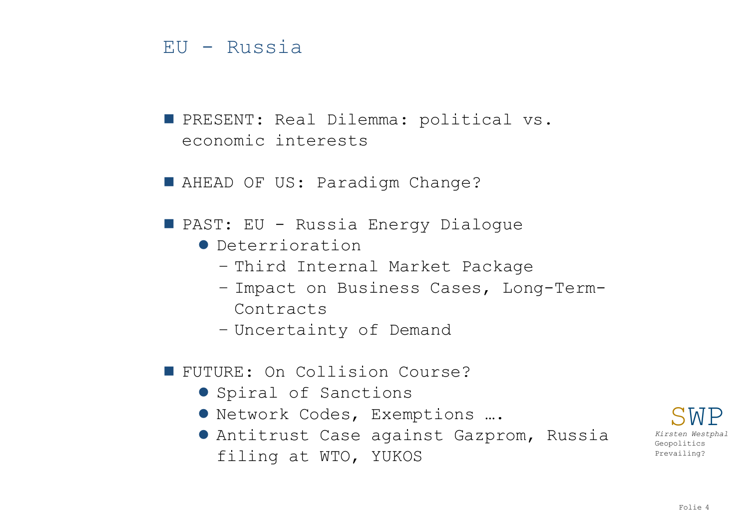## EU - Russia

- PRESENT: Real Dilemma: political vs. economic interests

- AHEAD OF US: Paradigm Change?

- PAST: EU - Russia Energy Dialogue
  - Deterrioration
    - Third Internal Market Package
    - Impact on Business Cases, Long-Term-Contracts
    - Uncertainty of Demand

- FUTURE: On Collision Course?
  - Spiral of Sanctions
  - Network Codes, Exemptions ….
  - Antitrust Case against Gazprom, Russia filing at WTO, YUKOS

SWP
*Kirsten Westphal*
Geopolitics Prevailing?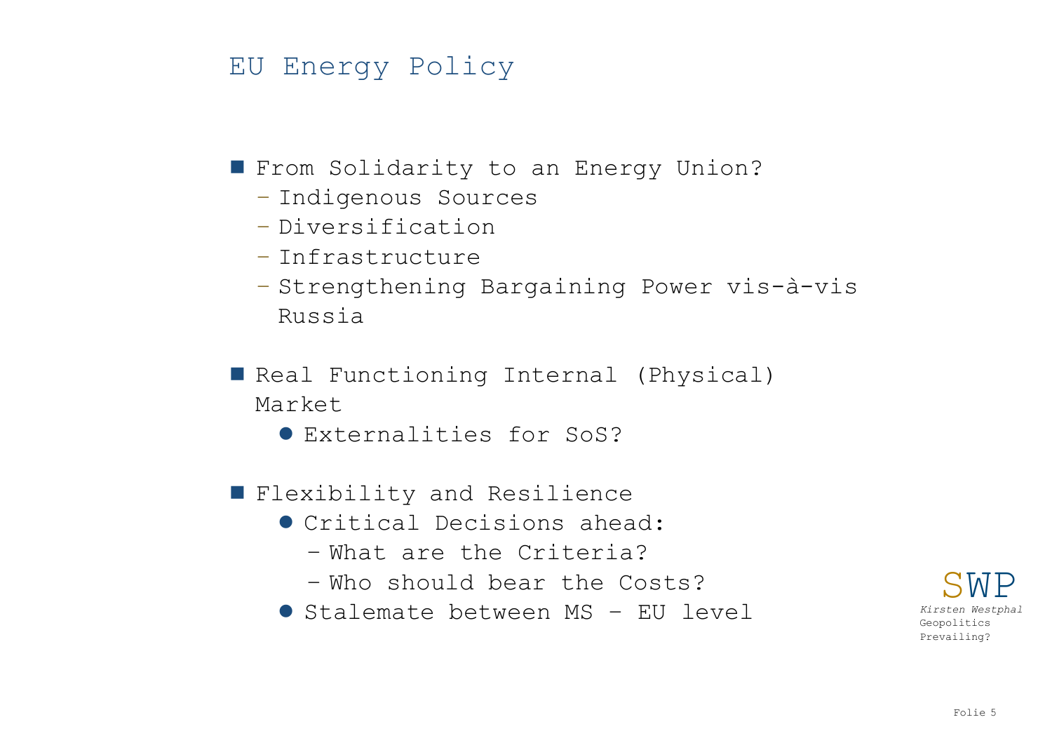# EU Energy Policy

- From Solidarity to an Energy Union?
  - Indigenous Sources
  - Diversification
  - Infrastructure
  - Strengthening Bargaining Power vis-à-vis Russia

- Real Functioning Internal (Physical) Market
  - Externalities for SoS?

- Flexibility and Resilience
  - Critical Decisions ahead:
    - What are the Criteria?
    - Who should bear the Costs?
  - Stalemate between MS – EU level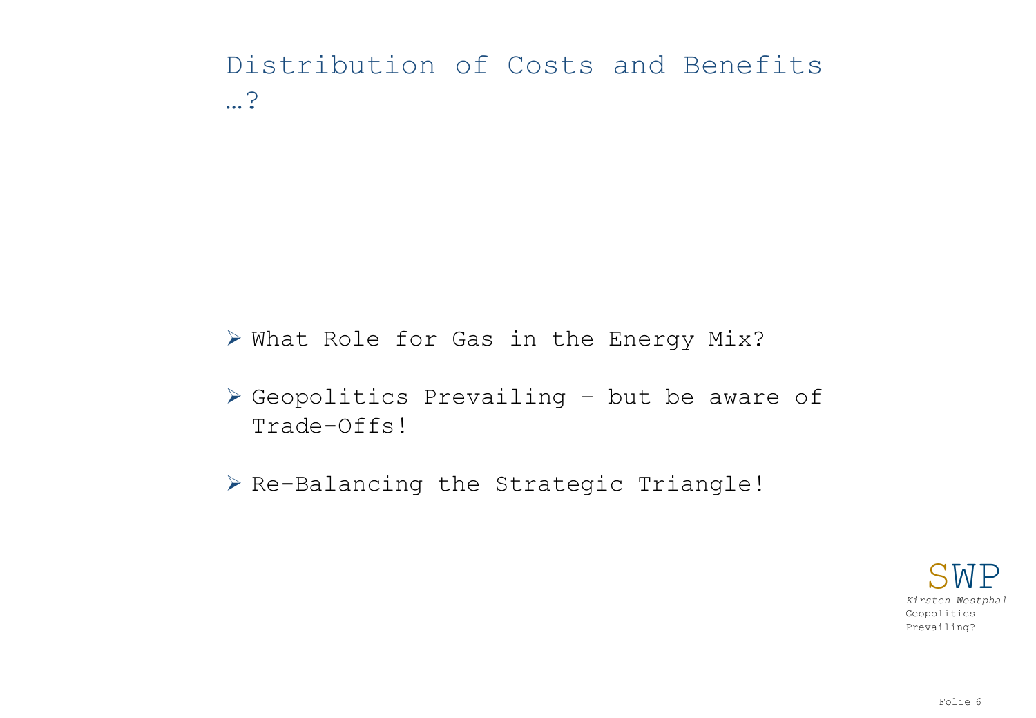# Distribution of Costs and Benefits …?

- What Role for Gas in the Energy Mix?
- Geopolitics Prevailing – but be aware of Trade-Offs!
- Re-Balancing the Strategic Triangle!